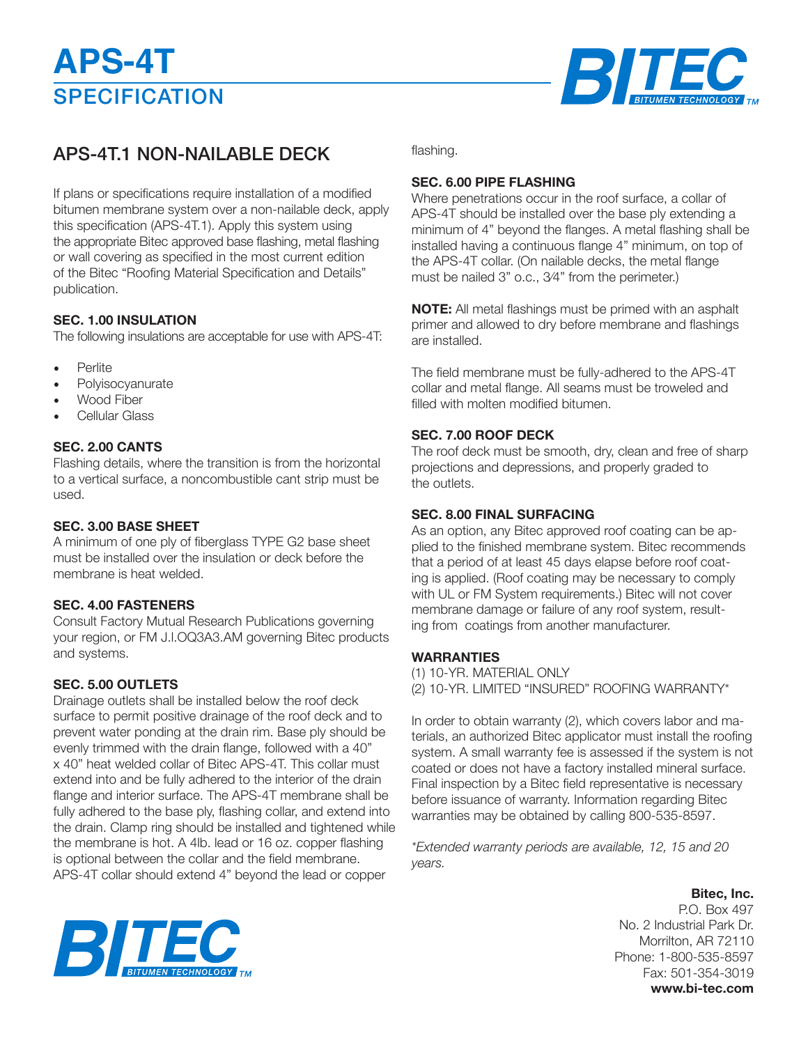# APS-4T

## SPECIFICATION

## APS-4T.1 NON-NAILABLE DECK

If plans or specifications require installation of a modified bitumen membrane system over a non-nailable deck, apply this specification (APS-4T.1). Apply this system using the appropriate Bitec approved base flashing, metal flashing or wall covering as specified in the most current edition of the Bitec "Roofing Material Specification and Details" publication.

**SEC. 1.00 INSULATION**

The following insulations are acceptable for use with APS-4T:

- Perlite
- Polyisocyanurate
- Wood Fiber
- Cellular Glass

**SEC. 2.00 CANTS**

Flashing details, where the transition is from the horizontal to a vertical surface, a noncombustible cant strip must be used.

**SEC. 3.00 BASE SHEET**

A minimum of one ply of fiberglass TYPE G2 base sheet must be installed over the insulation or deck before the membrane is heat welded.

**SEC. 4.00 FASTENERS**

Consult Factory Mutual Research Publications governing your region, or FM J.I.OQ3A3.AM governing Bitec products and systems.

**SEC. 5.00 OUTLETS**

Drainage outlets shall be installed below the roof deck surface to permit positive drainage of the roof deck and to prevent water ponding at the drain rim. Base ply should be evenly trimmed with the drain flange, followed with a 40" x 40" heat welded collar of Bitec APS-4T. This collar must extend into and be fully adhered to the interior of the drain flange and interior surface. The APS-4T membrane shall be fully adhered to the base ply, flashing collar, and extend into the drain. Clamp ring should be installed and tightened while the membrane is hot. A 4lb. lead or 16 oz. copper flashing is optional between the collar and the field membrane. APS-4T collar should extend 4" beyond the lead or copper flashing.

**SEC. 6.00 PIPE FLASHING**

Where penetrations occur in the roof surface, a collar of APS-4T should be installed over the base ply extending a minimum of 4" beyond the flanges. A metal flashing shall be installed having a continuous flange 4" minimum, on top of the APS-4T collar. (On nailable decks, the metal flange must be nailed 3" o.c., 3⁄4" from the perimeter.)

**NOTE:** All metal flashings must be primed with an asphalt primer and allowed to dry before membrane and flashings are installed.

The field membrane must be fully-adhered to the APS-4T collar and metal flange. All seams must be troweled and filled with molten modified bitumen.

**SEC. 7.00 ROOF DECK**

The roof deck must be smooth, dry, clean and free of sharp projections and depressions, and properly graded to the outlets.

**SEC. 8.00 FINAL SURFACING**

As an option, any Bitec approved roof coating can be applied to the finished membrane system. Bitec recommends that a period of at least 45 days elapse before roof coating is applied. (Roof coating may be necessary to comply with UL or FM System requirements.) Bitec will not cover membrane damage or failure of any roof system, resulting from coatings from another manufacturer.

**WARRANTIES**

(1) 10-YR. MATERIAL ONLY
(2) 10-YR. LIMITED "INSURED" ROOFING WARRANTY*

In order to obtain warranty (2), which covers labor and materials, an authorized Bitec applicator must install the roofing system. A small warranty fee is assessed if the system is not coated or does not have a factory installed mineral surface. Final inspection by a Bitec field representative is necessary before issuance of warranty. Information regarding Bitec warranties may be obtained by calling 800-535-8597.

*\*Extended warranty periods are available, 12, 15 and 20 years.*

**Bitec, Inc.**
P.O. Box 497
No. 2 Industrial Park Dr.
Morrilton, AR 72110
Phone: 1-800-535-8597
Fax: 501-354-3019
**www.bi-tec.com**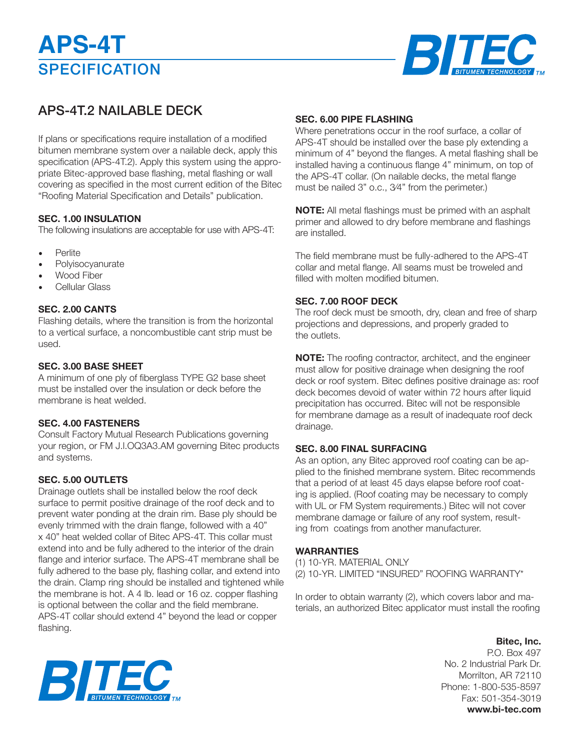# APS-4T
## SPECIFICATION

## APS-4T.2 NAILABLE DECK

If plans or specifications require installation of a modified bitumen membrane system over a nailable deck, apply this specification (APS-4T.2). Apply this system using the appropriate Bitec-approved base flashing, metal flashing or wall covering as specified in the most current edition of the Bitec "Roofing Material Specification and Details" publication.

**SEC. 1.00 INSULATION**

The following insulations are acceptable for use with APS-4T:

- Perlite
- Polyisocyanurate
- Wood Fiber
- Cellular Glass

**SEC. 2.00 CANTS**

Flashing details, where the transition is from the horizontal to a vertical surface, a noncombustible cant strip must be used.

**SEC. 3.00 BASE SHEET**

A minimum of one ply of fiberglass TYPE G2 base sheet must be installed over the insulation or deck before the membrane is heat welded.

**SEC. 4.00 FASTENERS**

Consult Factory Mutual Research Publications governing your region, or FM J.I.OQ3A3.AM governing Bitec products and systems.

**SEC. 5.00 OUTLETS**

Drainage outlets shall be installed below the roof deck surface to permit positive drainage of the roof deck and to prevent water ponding at the drain rim. Base ply should be evenly trimmed with the drain flange, followed with a 40" x 40" heat welded collar of Bitec APS-4T. This collar must extend into and be fully adhered to the interior of the drain flange and interior surface. The APS-4T membrane shall be fully adhered to the base ply, flashing collar, and extend into the drain. Clamp ring should be installed and tightened while the membrane is hot. A 4 lb. lead or 16 oz. copper flashing is optional between the collar and the field membrane. APS-4T collar should extend 4" beyond the lead or copper flashing.

**SEC. 6.00 PIPE FLASHING**

Where penetrations occur in the roof surface, a collar of APS-4T should be installed over the base ply extending a minimum of 4" beyond the flanges. A metal flashing shall be installed having a continuous flange 4" minimum, on top of the APS-4T collar. (On nailable decks, the metal flange must be nailed 3" o.c., 3⁄4" from the perimeter.)

**NOTE:** All metal flashings must be primed with an asphalt primer and allowed to dry before membrane and flashings are installed.

The field membrane must be fully-adhered to the APS-4T collar and metal flange. All seams must be troweled and filled with molten modified bitumen.

**SEC. 7.00 ROOF DECK**

The roof deck must be smooth, dry, clean and free of sharp projections and depressions, and properly graded to the outlets.

**NOTE:** The roofing contractor, architect, and the engineer must allow for positive drainage when designing the roof deck or roof system. Bitec defines positive drainage as: roof deck becomes devoid of water within 72 hours after liquid precipitation has occurred. Bitec will not be responsible for membrane damage as a result of inadequate roof deck drainage.

**SEC. 8.00 FINAL SURFACING**

As an option, any Bitec approved roof coating can be applied to the finished membrane system. Bitec recommends that a period of at least 45 days elapse before roof coating is applied. (Roof coating may be necessary to comply with UL or FM System requirements.) Bitec will not cover membrane damage or failure of any roof system, resulting from coatings from another manufacturer.

**WARRANTIES**

(1) 10-YR. MATERIAL ONLY
(2) 10-YR. LIMITED "INSURED" ROOFING WARRANTY*

In order to obtain warranty (2), which covers labor and materials, an authorized Bitec applicator must install the roofing

**Bitec, Inc.**
P.O. Box 497
No. 2 Industrial Park Dr.
Morrilton, AR 72110
Phone: 1-800-535-8597
Fax: 501-354-3019
**www.bi-tec.com**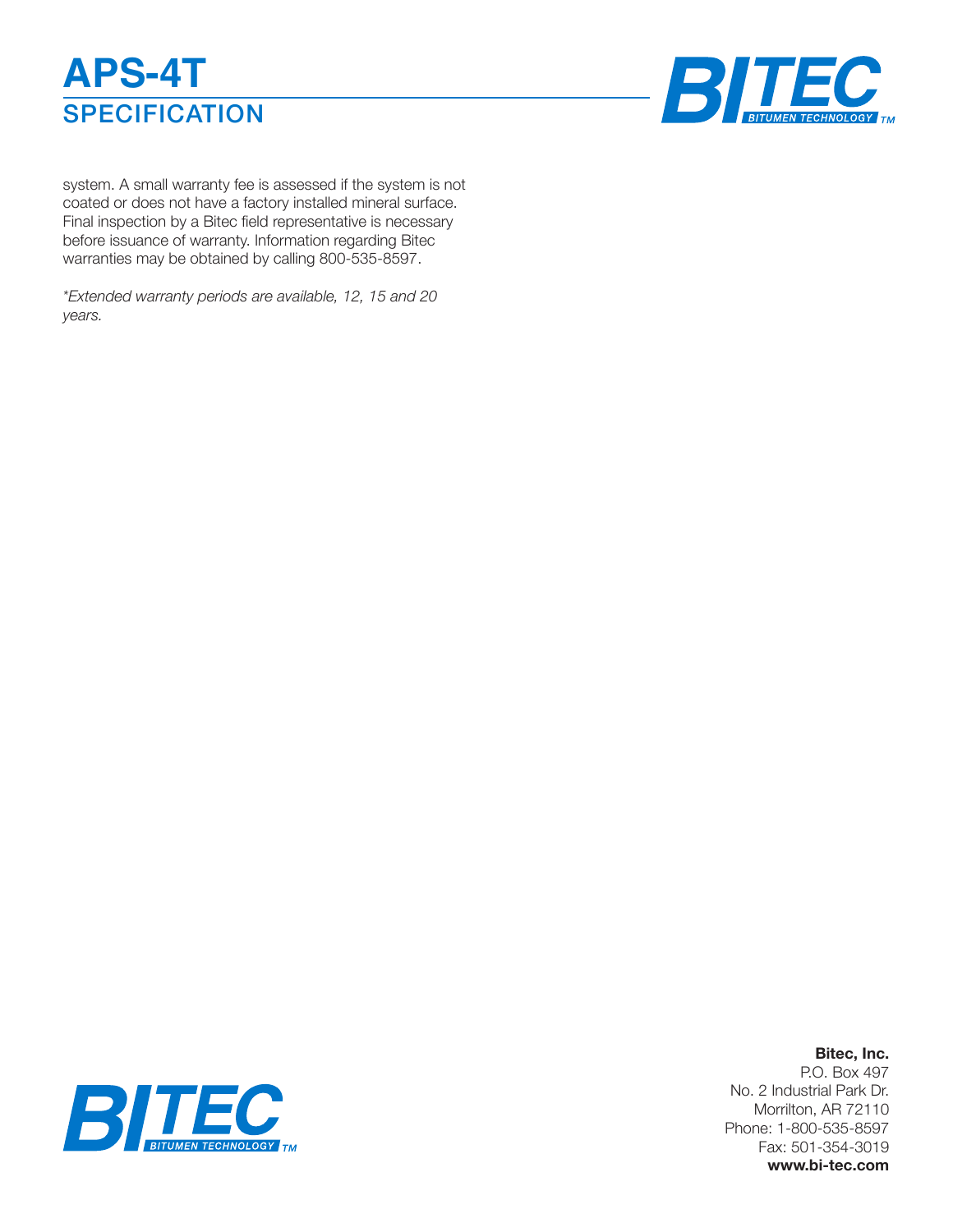system. A small warranty fee is assessed if the system is not coated or does not have a factory installed mineral surface. Final inspection by a Bitec field representative is necessary before issuance of warranty. Information regarding Bitec warranties may be obtained by calling 800-535-8597.

*Extended warranty periods are available, 12, 15 and 20 years.*

**Bitec, Inc.**
P.O. Box 497
No. 2 Industrial Park Dr.
Morrilton, AR 72110
Phone: 1-800-535-8597
Fax: 501-354-3019
**www.bi-tec.com**